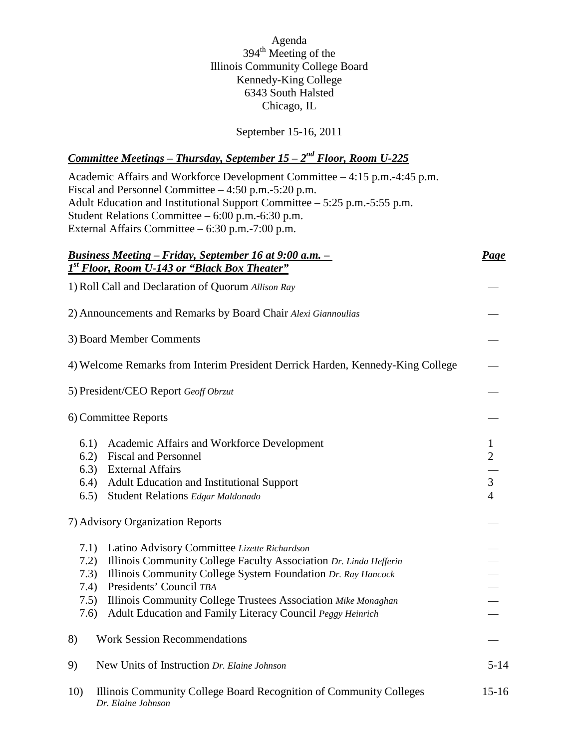Agenda
394th Meeting of the
Illinois Community College Board
Kennedy-King College
6343 South Halsted
Chicago, IL

September 15-16, 2011

## ***Committee Meetings – Thursday, September 15 – 2nd Floor, Room U-225***

Academic Affairs and Workforce Development Committee – 4:15 p.m.-4:45 p.m.
Fiscal and Personnel Committee – 4:50 p.m.-5:20 p.m.
Adult Education and Institutional Support Committee – 5:25 p.m.-5:55 p.m.
Student Relations Committee – 6:00 p.m.-6:30 p.m.
External Affairs Committee – 6:30 p.m.-7:00 p.m.

| ***Business Meeting – Friday, September 16 at 9:00 a.m. – 1st Floor, Room U-143 or "Black Box Theater"*** | ***Page*** |
|---|---|
| 1) Roll Call and Declaration of Quorum *Allison Ray* | — |
| 2) Announcements and Remarks by Board Chair *Alexi Giannoulias* | — |
| 3) Board Member Comments | — |
| 4) Welcome Remarks from Interim President Derrick Harden, Kennedy-King College | — |
| 5) President/CEO Report *Geoff Obrzut* | — |
| 6) Committee Reports | — |
| 6.1) Academic Affairs and Workforce Development | 1 |
| 6.2) Fiscal and Personnel | 2 |
| 6.3) External Affairs | — |
| 6.4) Adult Education and Institutional Support | 3 |
| 6.5) Student Relations *Edgar Maldonado* | 4 |
| 7) Advisory Organization Reports | — |
| 7.1) Latino Advisory Committee *Lizette Richardson* | — |
| 7.2) Illinois Community College Faculty Association *Dr. Linda Hefferin* | — |
| 7.3) Illinois Community College System Foundation *Dr. Ray Hancock* | — |
| 7.4) Presidents' Council *TBA* | — |
| 7.5) Illinois Community College Trustees Association *Mike Monaghan* | — |
| 7.6) Adult Education and Family Literacy Council *Peggy Heinrich* | — |
| 8) Work Session Recommendations | — |
| 9) New Units of Instruction *Dr. Elaine Johnson* | 5-14 |
| 10) Illinois Community College Board Recognition of Community Colleges *Dr. Elaine Johnson* | 15-16 |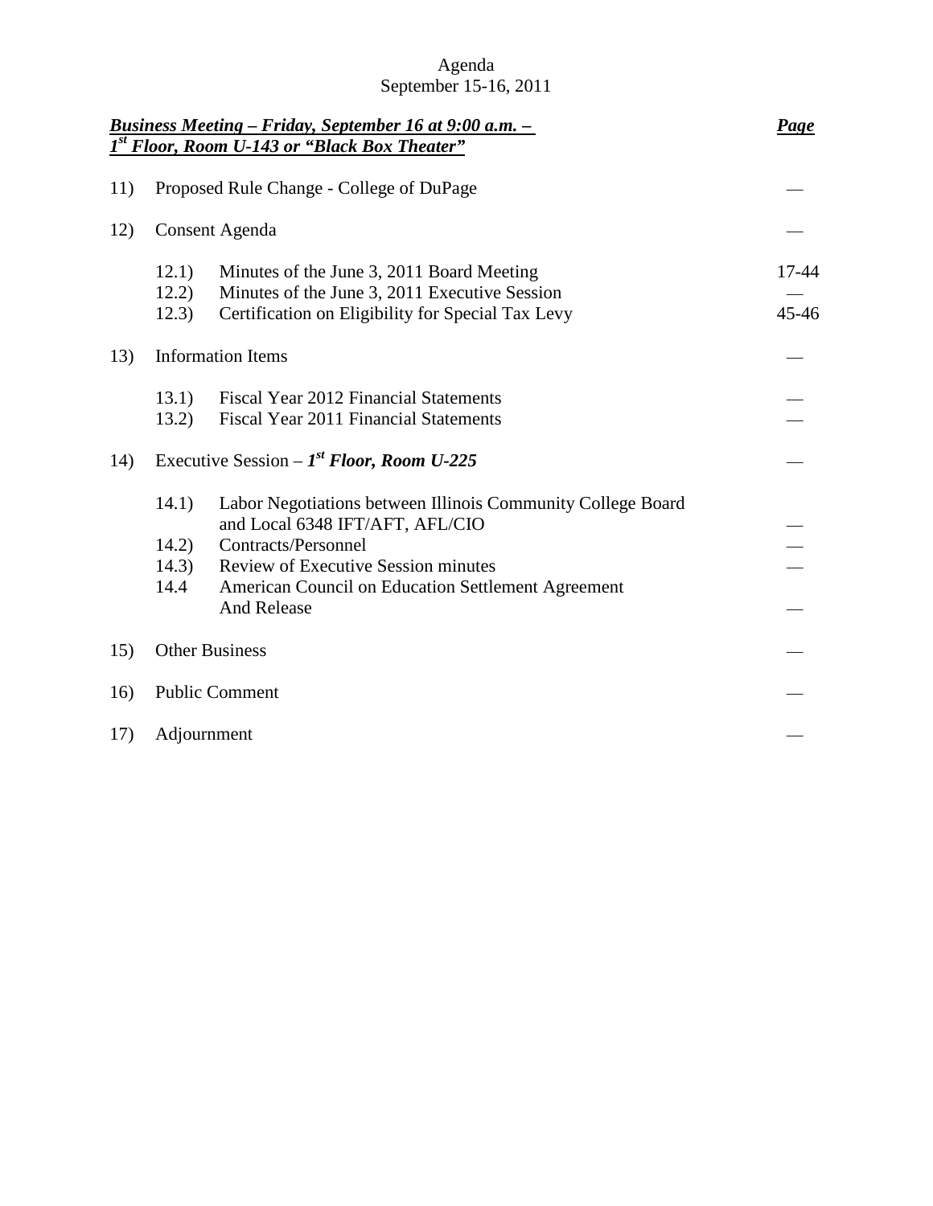Agenda
September 15-16, 2011

| ***Business Meeting – Friday, September 16 at 9:00 a.m. – 1st Floor, Room U-143 or "Black Box Theater"*** | | | ***Page*** |
|---|---|---|---|
| 11) | Proposed Rule Change - College of DuPage | | — |
| 12) | Consent Agenda | | — |
| | 12.1) | Minutes of the June 3, 2011 Board Meeting | 17-44 |
| | 12.2) | Minutes of the June 3, 2011 Executive Session | — |
| | 12.3) | Certification on Eligibility for Special Tax Levy | 45-46 |
| 13) | Information Items | | — |
| | 13.1) | Fiscal Year 2012 Financial Statements | — |
| | 13.2) | Fiscal Year 2011 Financial Statements | — |
| 14) | Executive Session – ***1st Floor, Room U-225*** | | — |
| | 14.1) | Labor Negotiations between Illinois Community College Board and Local 6348 IFT/AFT, AFL/CIO | — |
| | 14.2) | Contracts/Personnel | — |
| | 14.3) | Review of Executive Session minutes | — |
| | 14.4 | American Council on Education Settlement Agreement And Release | — |
| 15) | Other Business | | — |
| 16) | Public Comment | | — |
| 17) | Adjournment | | — |